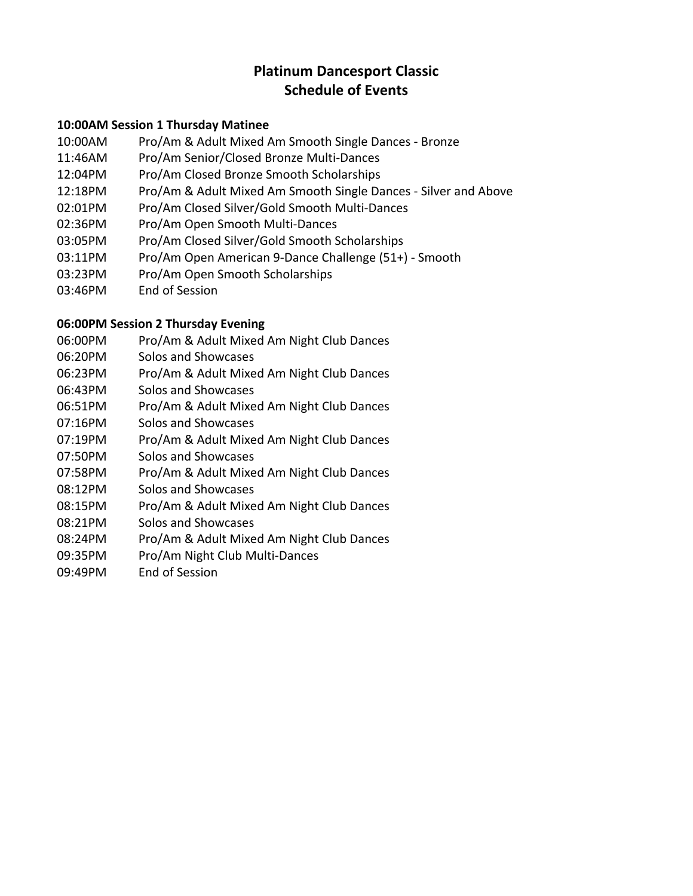# Platinum Dancesport Classic
# Schedule of Events

**10:00AM Session 1 Thursday Matinee**

| | |
|---|---|
| 10:00AM | Pro/Am & Adult Mixed Am Smooth Single Dances - Bronze |
| 11:46AM | Pro/Am Senior/Closed Bronze Multi-Dances |
| 12:04PM | Pro/Am Closed Bronze Smooth Scholarships |
| 12:18PM | Pro/Am & Adult Mixed Am Smooth Single Dances - Silver and Above |
| 02:01PM | Pro/Am Closed Silver/Gold Smooth Multi-Dances |
| 02:36PM | Pro/Am Open Smooth Multi-Dances |
| 03:05PM | Pro/Am Closed Silver/Gold Smooth Scholarships |
| 03:11PM | Pro/Am Open American 9-Dance Challenge (51+) - Smooth |
| 03:23PM | Pro/Am Open Smooth Scholarships |
| 03:46PM | End of Session |

**06:00PM Session 2 Thursday Evening**

| | |
|---|---|
| 06:00PM | Pro/Am & Adult Mixed Am Night Club Dances |
| 06:20PM | Solos and Showcases |
| 06:23PM | Pro/Am & Adult Mixed Am Night Club Dances |
| 06:43PM | Solos and Showcases |
| 06:51PM | Pro/Am & Adult Mixed Am Night Club Dances |
| 07:16PM | Solos and Showcases |
| 07:19PM | Pro/Am & Adult Mixed Am Night Club Dances |
| 07:50PM | Solos and Showcases |
| 07:58PM | Pro/Am & Adult Mixed Am Night Club Dances |
| 08:12PM | Solos and Showcases |
| 08:15PM | Pro/Am & Adult Mixed Am Night Club Dances |
| 08:21PM | Solos and Showcases |
| 08:24PM | Pro/Am & Adult Mixed Am Night Club Dances |
| 09:35PM | Pro/Am Night Club Multi-Dances |
| 09:49PM | End of Session |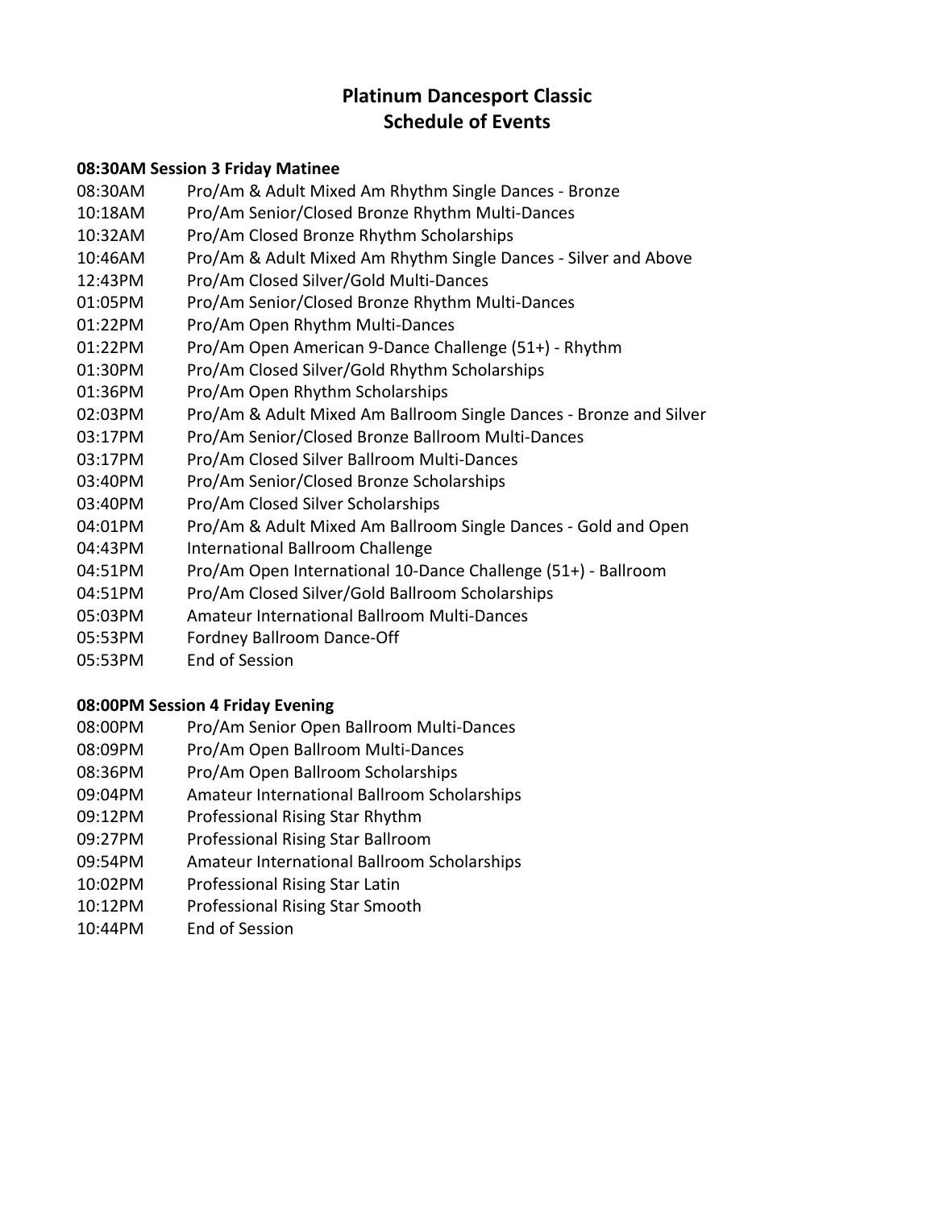# Platinum Dancesport Classic
# Schedule of Events

**08:30AM Session 3 Friday Matinee**

| | |
|---|---|
| 08:30AM | Pro/Am & Adult Mixed Am Rhythm Single Dances - Bronze |
| 10:18AM | Pro/Am Senior/Closed Bronze Rhythm Multi-Dances |
| 10:32AM | Pro/Am Closed Bronze Rhythm Scholarships |
| 10:46AM | Pro/Am & Adult Mixed Am Rhythm Single Dances - Silver and Above |
| 12:43PM | Pro/Am Closed Silver/Gold Multi-Dances |
| 01:05PM | Pro/Am Senior/Closed Bronze Rhythm Multi-Dances |
| 01:22PM | Pro/Am Open Rhythm Multi-Dances |
| 01:22PM | Pro/Am Open American 9-Dance Challenge (51+) - Rhythm |
| 01:30PM | Pro/Am Closed Silver/Gold Rhythm Scholarships |
| 01:36PM | Pro/Am Open Rhythm Scholarships |
| 02:03PM | Pro/Am & Adult Mixed Am Ballroom Single Dances - Bronze and Silver |
| 03:17PM | Pro/Am Senior/Closed Bronze Ballroom Multi-Dances |
| 03:17PM | Pro/Am Closed Silver Ballroom Multi-Dances |
| 03:40PM | Pro/Am Senior/Closed Bronze Scholarships |
| 03:40PM | Pro/Am Closed Silver Scholarships |
| 04:01PM | Pro/Am & Adult Mixed Am Ballroom Single Dances - Gold and Open |
| 04:43PM | International Ballroom Challenge |
| 04:51PM | Pro/Am Open International 10-Dance Challenge (51+) - Ballroom |
| 04:51PM | Pro/Am Closed Silver/Gold Ballroom Scholarships |
| 05:03PM | Amateur International Ballroom Multi-Dances |
| 05:53PM | Fordney Ballroom Dance-Off |
| 05:53PM | End of Session |

**08:00PM Session 4 Friday Evening**

| | |
|---|---|
| 08:00PM | Pro/Am Senior Open Ballroom Multi-Dances |
| 08:09PM | Pro/Am Open Ballroom Multi-Dances |
| 08:36PM | Pro/Am Open Ballroom Scholarships |
| 09:04PM | Amateur International Ballroom Scholarships |
| 09:12PM | Professional Rising Star Rhythm |
| 09:27PM | Professional Rising Star Ballroom |
| 09:54PM | Amateur International Ballroom Scholarships |
| 10:02PM | Professional Rising Star Latin |
| 10:12PM | Professional Rising Star Smooth |
| 10:44PM | End of Session |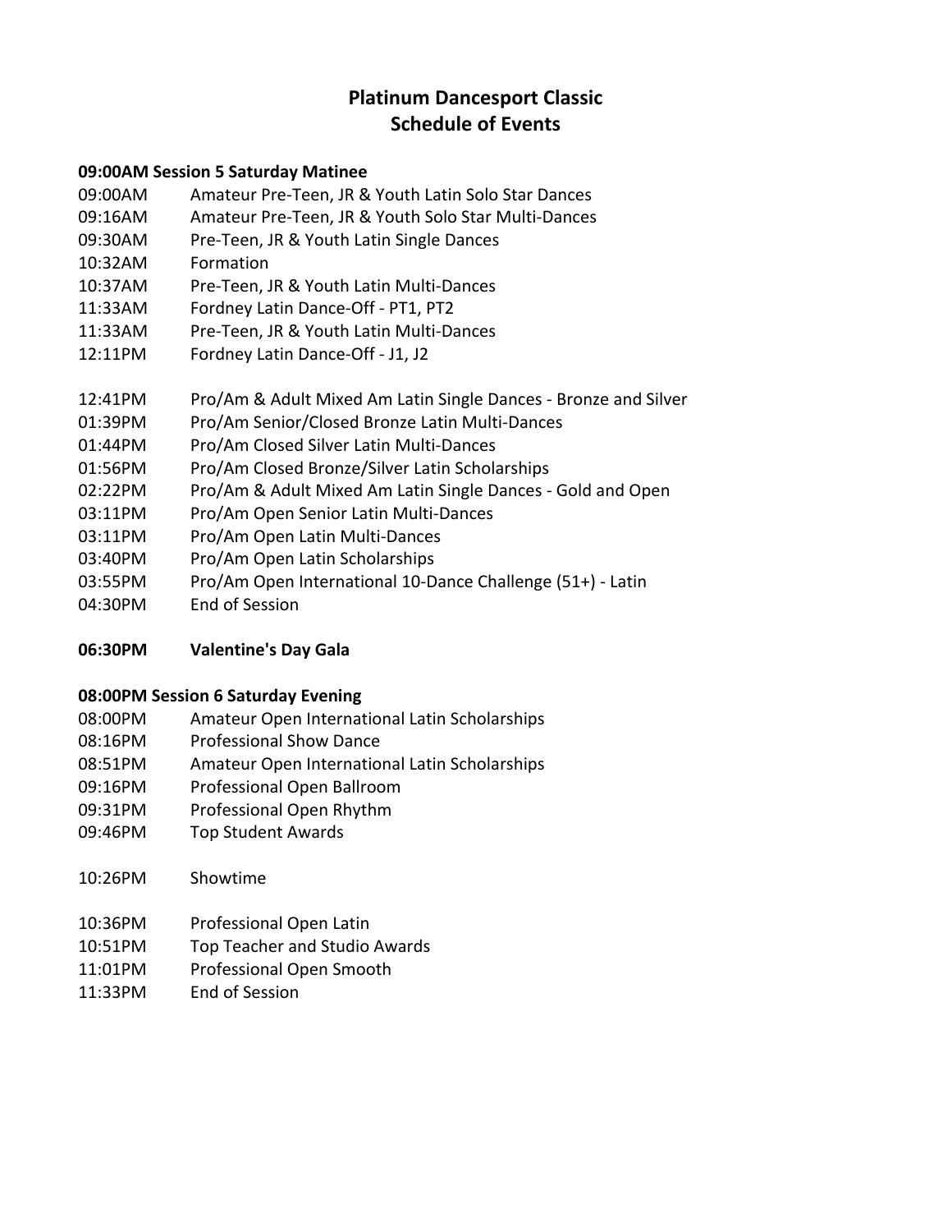# Platinum Dancesport Classic
# Schedule of Events

**09:00AM Session 5 Saturday Matinee**

| | |
|---|---|
| 09:00AM | Amateur Pre-Teen, JR & Youth Latin Solo Star Dances |
| 09:16AM | Amateur Pre-Teen, JR & Youth Solo Star Multi-Dances |
| 09:30AM | Pre-Teen, JR & Youth Latin Single Dances |
| 10:32AM | Formation |
| 10:37AM | Pre-Teen, JR & Youth Latin Multi-Dances |
| 11:33AM | Fordney Latin Dance-Off - PT1, PT2 |
| 11:33AM | Pre-Teen, JR & Youth Latin Multi-Dances |
| 12:11PM | Fordney Latin Dance-Off - J1, J2 |
| 12:41PM | Pro/Am & Adult Mixed Am Latin Single Dances - Bronze and Silver |
| 01:39PM | Pro/Am Senior/Closed Bronze Latin Multi-Dances |
| 01:44PM | Pro/Am Closed Silver Latin Multi-Dances |
| 01:56PM | Pro/Am Closed Bronze/Silver Latin Scholarships |
| 02:22PM | Pro/Am & Adult Mixed Am Latin Single Dances - Gold and Open |
| 03:11PM | Pro/Am Open Senior Latin Multi-Dances |
| 03:11PM | Pro/Am Open Latin Multi-Dances |
| 03:40PM | Pro/Am Open Latin Scholarships |
| 03:55PM | Pro/Am Open International 10-Dance Challenge (51+) - Latin |
| 04:30PM | End of Session |

**06:30PM Valentine's Day Gala**

**08:00PM Session 6 Saturday Evening**

| | |
|---|---|
| 08:00PM | Amateur Open International Latin Scholarships |
| 08:16PM | Professional Show Dance |
| 08:51PM | Amateur Open International Latin Scholarships |
| 09:16PM | Professional Open Ballroom |
| 09:31PM | Professional Open Rhythm |
| 09:46PM | Top Student Awards |
| 10:26PM | Showtime |
| 10:36PM | Professional Open Latin |
| 10:51PM | Top Teacher and Studio Awards |
| 11:01PM | Professional Open Smooth |
| 11:33PM | End of Session |